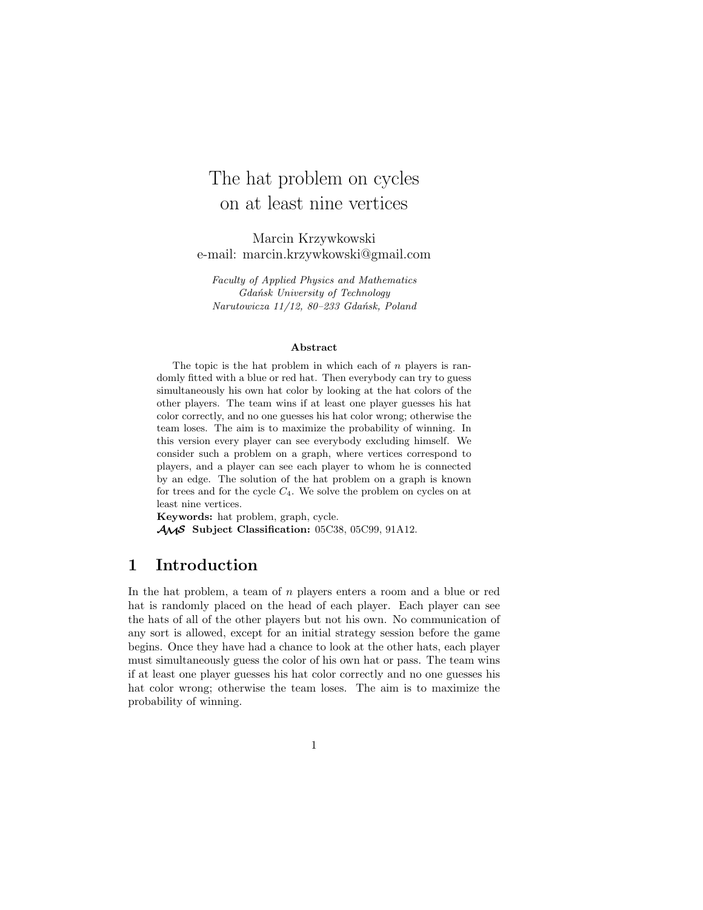# The hat problem on cycles on at least nine vertices

Marcin Krzywkowski
e-mail: marcin.krzywkowski@gmail.com

*Faculty of Applied Physics and Mathematics*
*Gdańsk University of Technology*
*Narutowicza 11/12, 80–233 Gdańsk, Poland*

**Abstract**

The topic is the hat problem in which each of $n$ players is randomly fitted with a blue or red hat. Then everybody can try to guess simultaneously his own hat color by looking at the hat colors of the other players. The team wins if at least one player guesses his hat color correctly, and no one guesses his hat color wrong; otherwise the team loses. The aim is to maximize the probability of winning. In this version every player can see everybody excluding himself. We consider such a problem on a graph, where vertices correspond to players, and a player can see each player to whom he is connected by an edge. The solution of the hat problem on a graph is known for trees and for the cycle $C_4$. We solve the problem on cycles on at least nine vertices.

**Keywords:** hat problem, graph, cycle.

**AMS Subject Classification:** 05C38, 05C99, 91A12.

## 1 Introduction

In the hat problem, a team of $n$ players enters a room and a blue or red hat is randomly placed on the head of each player. Each player can see the hats of all of the other players but not his own. No communication of any sort is allowed, except for an initial strategy session before the game begins. Once they have had a chance to look at the other hats, each player must simultaneously guess the color of his own hat or pass. The team wins if at least one player guesses his hat color correctly and no one guesses his hat color wrong; otherwise the team loses. The aim is to maximize the probability of winning.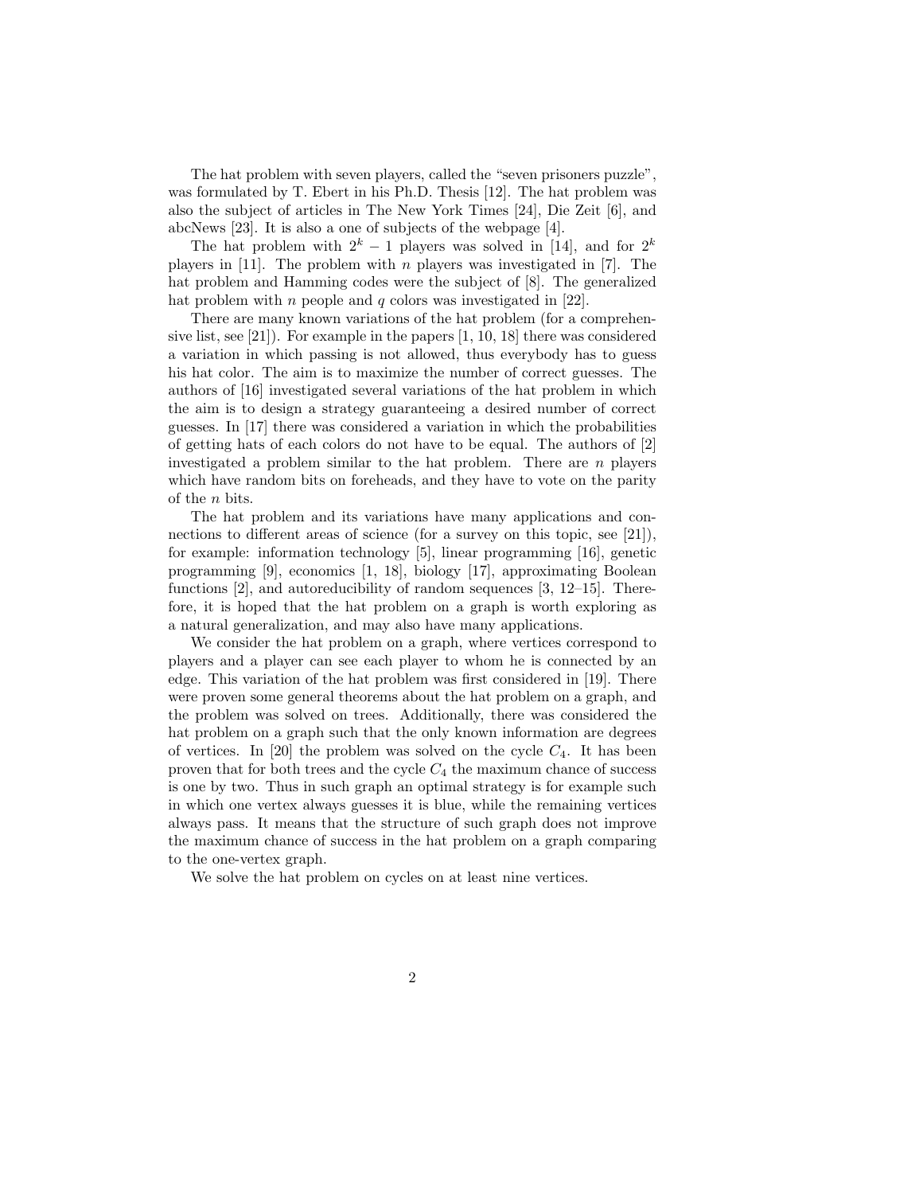The hat problem with seven players, called the "seven prisoners puzzle", was formulated by T. Ebert in his Ph.D. Thesis [12]. The hat problem was also the subject of articles in The New York Times [24], Die Zeit [6], and abcNews [23]. It is also a one of subjects of the webpage [4].

The hat problem with $2^k - 1$ players was solved in [14], and for $2^k$ players in [11]. The problem with $n$ players was investigated in [7]. The hat problem and Hamming codes were the subject of [8]. The generalized hat problem with $n$ people and $q$ colors was investigated in [22].

There are many known variations of the hat problem (for a comprehensive list, see [21]). For example in the papers [1, 10, 18] there was considered a variation in which passing is not allowed, thus everybody has to guess his hat color. The aim is to maximize the number of correct guesses. The authors of [16] investigated several variations of the hat problem in which the aim is to design a strategy guaranteeing a desired number of correct guesses. In [17] there was considered a variation in which the probabilities of getting hats of each colors do not have to be equal. The authors of [2] investigated a problem similar to the hat problem. There are $n$ players which have random bits on foreheads, and they have to vote on the parity of the $n$ bits.

The hat problem and its variations have many applications and connections to different areas of science (for a survey on this topic, see [21]), for example: information technology [5], linear programming [16], genetic programming [9], economics [1, 18], biology [17], approximating Boolean functions [2], and autoreducibility of random sequences [3, 12–15]. Therefore, it is hoped that the hat problem on a graph is worth exploring as a natural generalization, and may also have many applications.

We consider the hat problem on a graph, where vertices correspond to players and a player can see each player to whom he is connected by an edge. This variation of the hat problem was first considered in [19]. There were proven some general theorems about the hat problem on a graph, and the problem was solved on trees. Additionally, there was considered the hat problem on a graph such that the only known information are degrees of vertices. In [20] the problem was solved on the cycle $C_4$. It has been proven that for both trees and the cycle $C_4$ the maximum chance of success is one by two. Thus in such graph an optimal strategy is for example such in which one vertex always guesses it is blue, while the remaining vertices always pass. It means that the structure of such graph does not improve the maximum chance of success in the hat problem on a graph comparing to the one-vertex graph.

We solve the hat problem on cycles on at least nine vertices.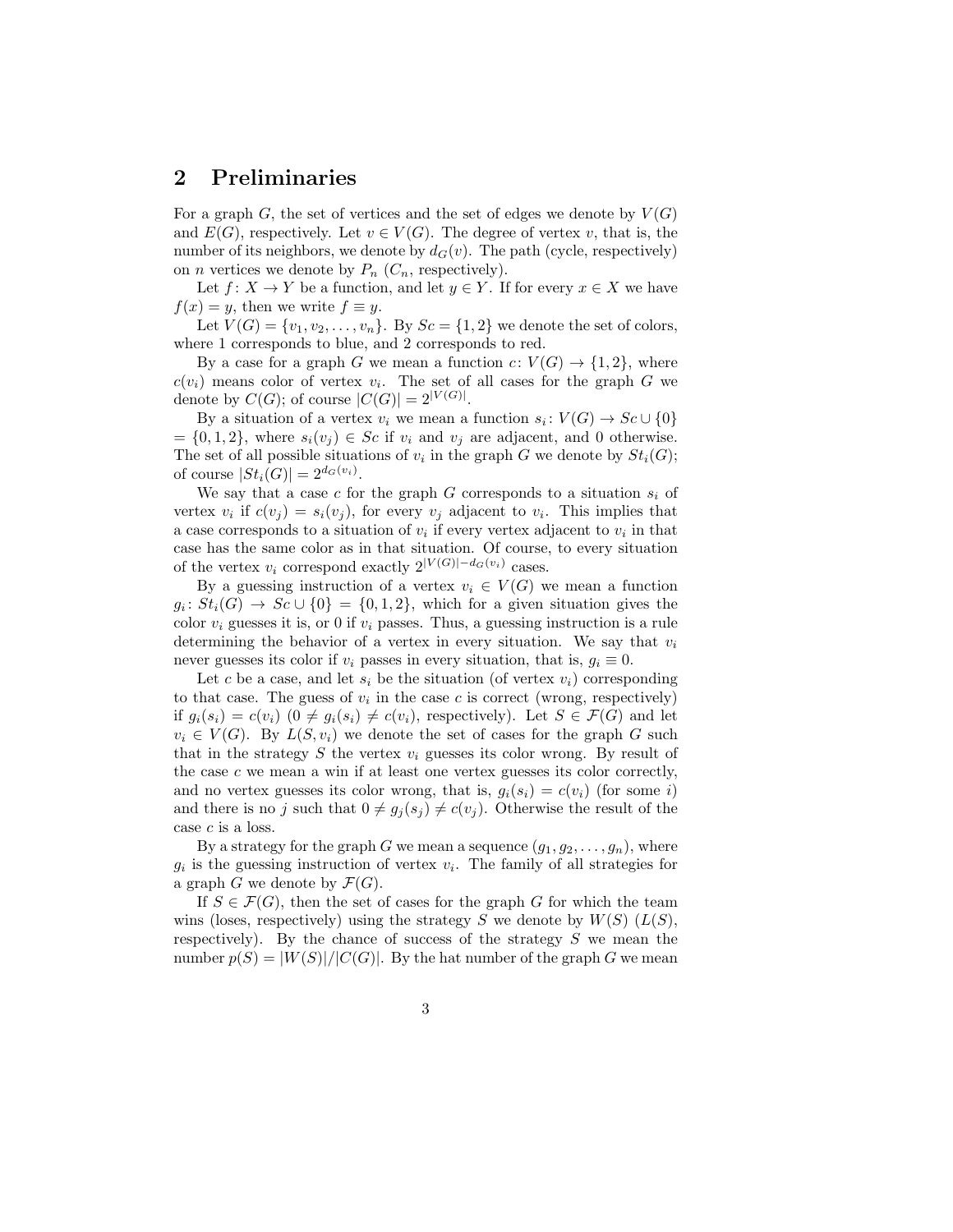## 2 Preliminaries

For a graph $G$, the set of vertices and the set of edges we denote by $V(G)$ and $E(G)$, respectively. Let $v \in V(G)$. The degree of vertex $v$, that is, the number of its neighbors, we denote by $d_G(v)$. The path (cycle, respectively) on $n$ vertices we denote by $P_n$ ($C_n$, respectively).

Let $f\colon X \to Y$ be a function, and let $y \in Y$. If for every $x \in X$ we have $f(x) = y$, then we write $f \equiv y$.

Let $V(G) = \{v_1, v_2, \ldots, v_n\}$. By $Sc = \{1, 2\}$ we denote the set of colors, where 1 corresponds to blue, and 2 corresponds to red.

By a case for a graph $G$ we mean a function $c\colon V(G) \to \{1, 2\}$, where $c(v_i)$ means color of vertex $v_i$. The set of all cases for the graph $G$ we denote by $C(G)$; of course $|C(G)| = 2^{|V(G)|}$.

By a situation of a vertex $v_i$ we mean a function $s_i\colon V(G) \to Sc \cup \{0\} = \{0, 1, 2\}$, where $s_i(v_j) \in Sc$ if $v_i$ and $v_j$ are adjacent, and 0 otherwise. The set of all possible situations of $v_i$ in the graph $G$ we denote by $St_i(G)$; of course $|St_i(G)| = 2^{d_G(v_i)}$.

We say that a case $c$ for the graph $G$ corresponds to a situation $s_i$ of vertex $v_i$ if $c(v_j) = s_i(v_j)$, for every $v_j$ adjacent to $v_i$. This implies that a case corresponds to a situation of $v_i$ if every vertex adjacent to $v_i$ in that case has the same color as in that situation. Of course, to every situation of the vertex $v_i$ correspond exactly $2^{|V(G)| - d_G(v_i)}$ cases.

By a guessing instruction of a vertex $v_i \in V(G)$ we mean a function $g_i\colon St_i(G) \to Sc \cup \{0\} = \{0, 1, 2\}$, which for a given situation gives the color $v_i$ guesses it is, or 0 if $v_i$ passes. Thus, a guessing instruction is a rule determining the behavior of a vertex in every situation. We say that $v_i$ never guesses its color if $v_i$ passes in every situation, that is, $g_i \equiv 0$.

Let $c$ be a case, and let $s_i$ be the situation (of vertex $v_i$) corresponding to that case. The guess of $v_i$ in the case $c$ is correct (wrong, respectively) if $g_i(s_i) = c(v_i)$ ($0 \neq g_i(s_i) \neq c(v_i)$, respectively). Let $S \in \mathcal{F}(G)$ and let $v_i \in V(G)$. By $L(S, v_i)$ we denote the set of cases for the graph $G$ such that in the strategy $S$ the vertex $v_i$ guesses its color wrong. By result of the case $c$ we mean a win if at least one vertex guesses its color correctly, and no vertex guesses its color wrong, that is, $g_i(s_i) = c(v_i)$ (for some $i$) and there is no $j$ such that $0 \neq g_j(s_j) \neq c(v_j)$. Otherwise the result of the case $c$ is a loss.

By a strategy for the graph $G$ we mean a sequence $(g_1, g_2, \ldots, g_n)$, where $g_i$ is the guessing instruction of vertex $v_i$. The family of all strategies for a graph $G$ we denote by $\mathcal{F}(G)$.

If $S \in \mathcal{F}(G)$, then the set of cases for the graph $G$ for which the team wins (loses, respectively) using the strategy $S$ we denote by $W(S)$ ($L(S)$, respectively). By the chance of success of the strategy $S$ we mean the number $p(S) = |W(S)|/|C(G)|$. By the hat number of the graph $G$ we mean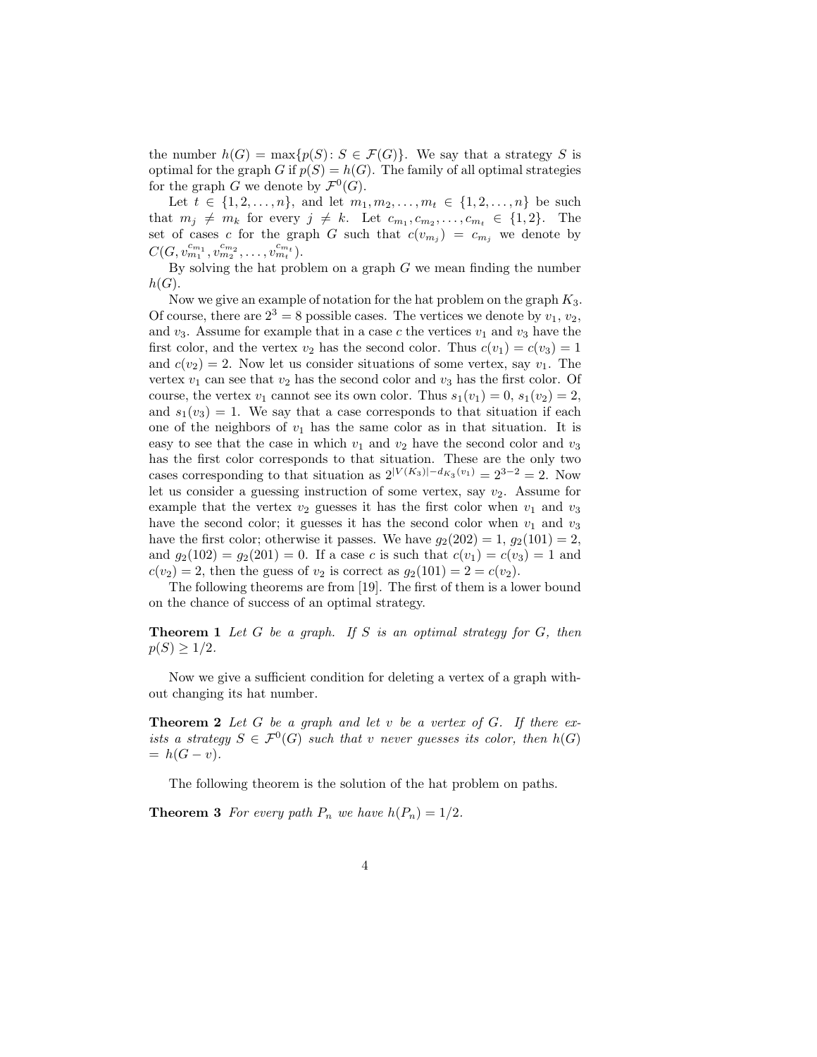the number $h(G) = \max\{p(S) \colon S \in \mathcal{F}(G)\}$. We say that a strategy $S$ is optimal for the graph $G$ if $p(S) = h(G)$. The family of all optimal strategies for the graph $G$ we denote by $\mathcal{F}^0(G)$.

Let $t \in \{1, 2, \ldots, n\}$, and let $m_1, m_2, \ldots, m_t \in \{1, 2, \ldots, n\}$ be such that $m_j \neq m_k$ for every $j \neq k$. Let $c_{m_1}, c_{m_2}, \ldots, c_{m_t} \in \{1, 2\}$. The set of cases $c$ for the graph $G$ such that $c(v_{m_j}) = c_{m_j}$ we denote by $C(G, v_{m_1}^{c_{m_1}}, v_{m_2}^{c_{m_2}}, \ldots, v_{m_t}^{c_{m_t}})$.

By solving the hat problem on a graph $G$ we mean finding the number $h(G)$.

Now we give an example of notation for the hat problem on the graph $K_3$. Of course, there are $2^3 = 8$ possible cases. The vertices we denote by $v_1$, $v_2$, and $v_3$. Assume for example that in a case $c$ the vertices $v_1$ and $v_3$ have the first color, and the vertex $v_2$ has the second color. Thus $c(v_1) = c(v_3) = 1$ and $c(v_2) = 2$. Now let us consider situations of some vertex, say $v_1$. The vertex $v_1$ can see that $v_2$ has the second color and $v_3$ has the first color. Of course, the vertex $v_1$ cannot see its own color. Thus $s_1(v_1) = 0$, $s_1(v_2) = 2$, and $s_1(v_3) = 1$. We say that a case corresponds to that situation if each one of the neighbors of $v_1$ has the same color as in that situation. It is easy to see that the case in which $v_1$ and $v_2$ have the second color and $v_3$ has the first color corresponds to that situation. These are the only two cases corresponding to that situation as $2^{|V(K_3)| - d_{K_3}(v_1)} = 2^{3-2} = 2$. Now let us consider a guessing instruction of some vertex, say $v_2$. Assume for example that the vertex $v_2$ guesses it has the first color when $v_1$ and $v_3$ have the second color; it guesses it has the second color when $v_1$ and $v_3$ have the first color; otherwise it passes. We have $g_2(202) = 1$, $g_2(101) = 2$, and $g_2(102) = g_2(201) = 0$. If a case $c$ is such that $c(v_1) = c(v_3) = 1$ and $c(v_2) = 2$, then the guess of $v_2$ is correct as $g_2(101) = 2 = c(v_2)$.

The following theorems are from [19]. The first of them is a lower bound on the chance of success of an optimal strategy.

**Theorem 1** *Let $G$ be a graph. If $S$ is an optimal strategy for $G$, then $p(S) \geq 1/2$.*

Now we give a sufficient condition for deleting a vertex of a graph without changing its hat number.

**Theorem 2** *Let $G$ be a graph and let $v$ be a vertex of $G$. If there exists a strategy $S \in \mathcal{F}^0(G)$ such that $v$ never guesses its color, then $h(G) = h(G - v)$.*

The following theorem is the solution of the hat problem on paths.

**Theorem 3** *For every path $P_n$ we have $h(P_n) = 1/2$.*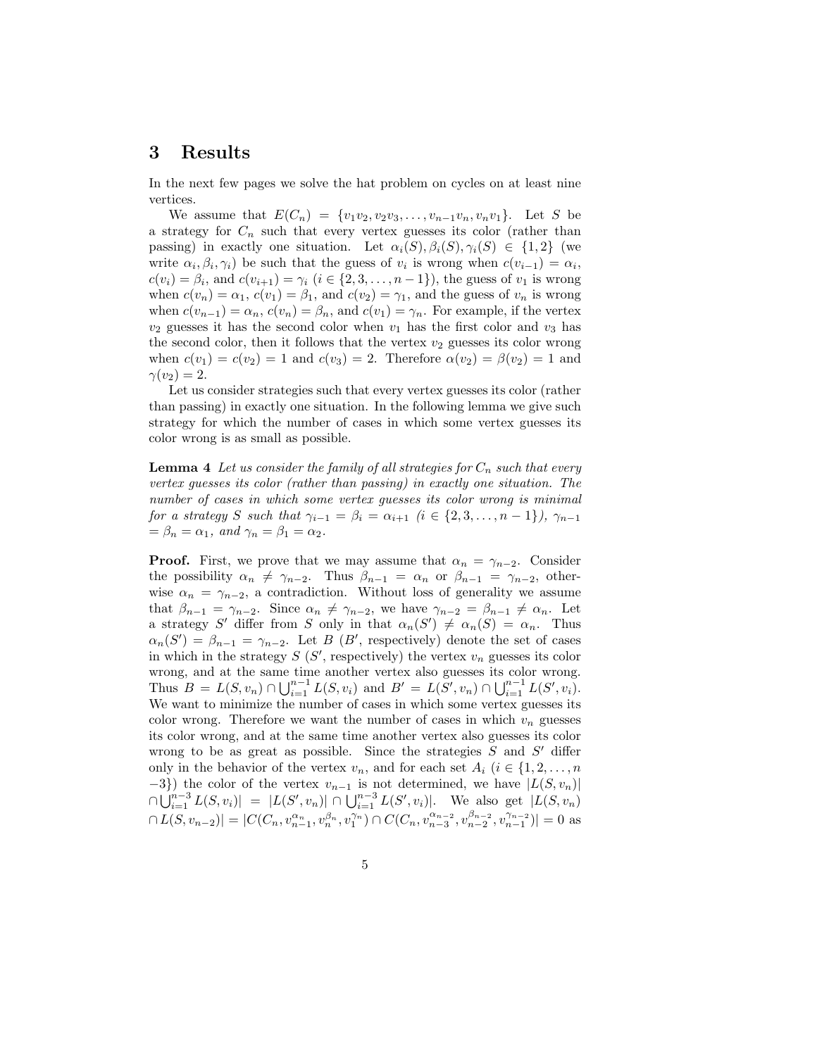## 3 Results

In the next few pages we solve the hat problem on cycles on at least nine vertices.

We assume that $E(C_n) = \{v_1v_2, v_2v_3, \ldots, v_{n-1}v_n, v_nv_1\}$. Let $S$ be a strategy for $C_n$ such that every vertex guesses its color (rather than passing) in exactly one situation. Let $\alpha_i(S), \beta_i(S), \gamma_i(S) \in \{1, 2\}$ (we write $\alpha_i, \beta_i, \gamma_i$) be such that the guess of $v_i$ is wrong when $c(v_{i-1}) = \alpha_i$, $c(v_i) = \beta_i$, and $c(v_{i+1}) = \gamma_i$ ($i \in \{2, 3, \ldots, n-1\}$), the guess of $v_1$ is wrong when $c(v_n) = \alpha_1$, $c(v_1) = \beta_1$, and $c(v_2) = \gamma_1$, and the guess of $v_n$ is wrong when $c(v_{n-1}) = \alpha_n$, $c(v_n) = \beta_n$, and $c(v_1) = \gamma_n$. For example, if the vertex $v_2$ guesses it has the second color when $v_1$ has the first color and $v_3$ has the second color, then it follows that the vertex $v_2$ guesses its color wrong when $c(v_1) = c(v_2) = 1$ and $c(v_3) = 2$. Therefore $\alpha(v_2) = \beta(v_2) = 1$ and $\gamma(v_2) = 2$.

Let us consider strategies such that every vertex guesses its color (rather than passing) in exactly one situation. In the following lemma we give such strategy for which the number of cases in which some vertex guesses its color wrong is as small as possible.

**Lemma 4** *Let us consider the family of all strategies for $C_n$ such that every vertex guesses its color (rather than passing) in exactly one situation. The number of cases in which some vertex guesses its color wrong is minimal for a strategy $S$ such that $\gamma_{i-1} = \beta_i = \alpha_{i+1}$ ($i \in \{2, 3, \ldots, n-1\}$), $\gamma_{n-1} = \beta_n = \alpha_1$, and $\gamma_n = \beta_1 = \alpha_2$.*

**Proof.** First, we prove that we may assume that $\alpha_n = \gamma_{n-2}$. Consider the possibility $\alpha_n \neq \gamma_{n-2}$. Thus $\beta_{n-1} = \alpha_n$ or $\beta_{n-1} = \gamma_{n-2}$, otherwise $\alpha_n = \gamma_{n-2}$, a contradiction. Without loss of generality we assume that $\beta_{n-1} = \gamma_{n-2}$. Since $\alpha_n \neq \gamma_{n-2}$, we have $\gamma_{n-2} = \beta_{n-1} \neq \alpha_n$. Let a strategy $S'$ differ from $S$ only in that $\alpha_n(S') \neq \alpha_n(S) = \alpha_n$. Thus $\alpha_n(S') = \beta_{n-1} = \gamma_{n-2}$. Let $B$ ($B'$, respectively) denote the set of cases in which in the strategy $S$ ($S'$, respectively) the vertex $v_n$ guesses its color wrong, and at the same time another vertex also guesses its color wrong. Thus $B = L(S, v_n) \cap \bigcup_{i=1}^{n-1} L(S, v_i)$ and $B' = L(S', v_n) \cap \bigcup_{i=1}^{n-1} L(S', v_i)$. We want to minimize the number of cases in which some vertex guesses its color wrong. Therefore we want the number of cases in which $v_n$ guesses its color wrong, and at the same time another vertex also guesses its color wrong to be as great as possible. Since the strategies $S$ and $S'$ differ only in the behavior of the vertex $v_n$, and for each set $A_i$ ($i \in \{1, 2, \ldots, n-3\}$) the color of the vertex $v_{n-1}$ is not determined, we have $|L(S, v_n)| \cap \bigcup_{i=1}^{n-3} L(S, v_i)| = |L(S', v_n)| \cap \bigcup_{i=1}^{n-3} L(S', v_i)|$. We also get $|L(S, v_n) \cap L(S, v_{n-2})| = |C(C_n, v_{n-1}^{\alpha_n}, v_n^{\beta_n}, v_1^{\gamma_n}) \cap C(C_n, v_{n-3}^{\alpha_{n-2}}, v_{n-2}^{\beta_{n-2}}, v_{n-1}^{\gamma_{n-2}})| = 0$ as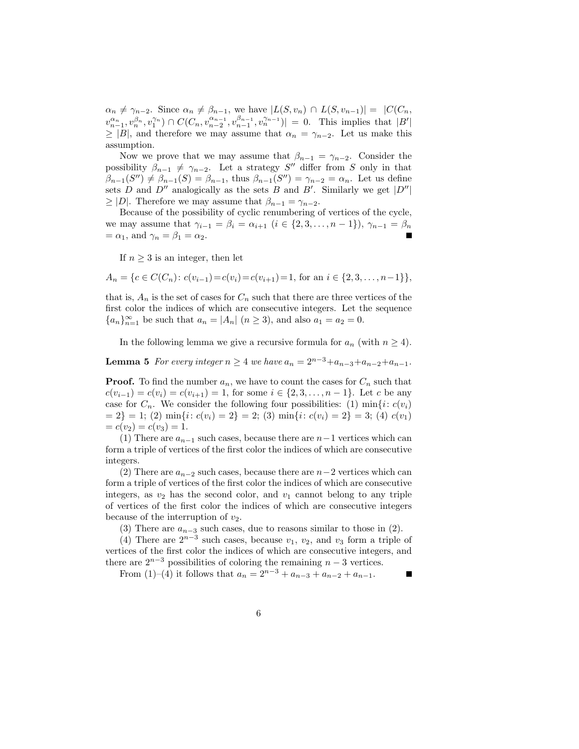$\alpha_n \neq \gamma_{n-2}$. Since $\alpha_n \neq \beta_{n-1}$, we have $|L(S, v_n) \cap L(S, v_{n-1})| = |C(C_n, v_{n-1}^{\alpha_n}, v_n^{\beta_n}, v_1^{\gamma_n}) \cap C(C_n, v_{n-2}^{\alpha_{n-1}}, v_{n-1}^{\beta_{n-1}}, v_n^{\gamma_{n-1}})| = 0$. This implies that $|B'| \geq |B|$, and therefore we may assume that $\alpha_n = \gamma_{n-2}$. Let us make this assumption.

Now we prove that we may assume that $\beta_{n-1} = \gamma_{n-2}$. Consider the possibility $\beta_{n-1} \neq \gamma_{n-2}$. Let a strategy $S''$ differ from $S$ only in that $\beta_{n-1}(S'') \neq \beta_{n-1}(S) = \beta_{n-1}$, thus $\beta_{n-1}(S'') = \gamma_{n-2} = \alpha_n$. Let us define sets $D$ and $D''$ analogically as the sets $B$ and $B'$. Similarly we get $|D''| \geq |D|$. Therefore we may assume that $\beta_{n-1} = \gamma_{n-2}$.

Because of the possibility of cyclic renumbering of vertices of the cycle, we may assume that $\gamma_{i-1} = \beta_i = \alpha_{i+1}$ ($i \in \{2, 3, \ldots, n-1\}$), $\gamma_{n-1} = \beta_n = \alpha_1$, and $\gamma_n = \beta_1 = \alpha_2$. ∎

If $n \geq 3$ is an integer, then let

$$A_n = \{c \in C(C_n)\colon c(v_{i-1}) = c(v_i) = c(v_{i+1}) = 1, \text{ for an } i \in \{2, 3, \ldots, n-1\}\},$$

that is, $A_n$ is the set of cases for $C_n$ such that there are three vertices of the first color the indices of which are consecutive integers. Let the sequence $\{a_n\}_{n=1}^{\infty}$ be such that $a_n = |A_n|$ ($n \geq 3$), and also $a_1 = a_2 = 0$.

In the following lemma we give a recursive formula for $a_n$ (with $n \geq 4$).

**Lemma 5** *For every integer $n \geq 4$ we have $a_n = 2^{n-3} + a_{n-3} + a_{n-2} + a_{n-1}$.*

**Proof.** To find the number $a_n$, we have to count the cases for $C_n$ such that $c(v_{i-1}) = c(v_i) = c(v_{i+1}) = 1$, for some $i \in \{2, 3, \ldots, n-1\}$. Let $c$ be any case for $C_n$. We consider the following four possibilities: (1) $\min\{i\colon c(v_i) = 2\} = 1$; (2) $\min\{i\colon c(v_i) = 2\} = 2$; (3) $\min\{i\colon c(v_i) = 2\} = 3$; (4) $c(v_1) = c(v_2) = c(v_3) = 1$.

(1) There are $a_{n-1}$ such cases, because there are $n-1$ vertices which can form a triple of vertices of the first color the indices of which are consecutive integers.

(2) There are $a_{n-2}$ such cases, because there are $n-2$ vertices which can form a triple of vertices of the first color the indices of which are consecutive integers, as $v_2$ has the second color, and $v_1$ cannot belong to any triple of vertices of the first color the indices of which are consecutive integers because of the interruption of $v_2$.

(3) There are $a_{n-3}$ such cases, due to reasons similar to those in (2).

(4) There are $2^{n-3}$ such cases, because $v_1$, $v_2$, and $v_3$ form a triple of vertices of the first color the indices of which are consecutive integers, and there are $2^{n-3}$ possibilities of coloring the remaining $n-3$ vertices.

From (1)–(4) it follows that $a_n = 2^{n-3} + a_{n-3} + a_{n-2} + a_{n-1}$. ∎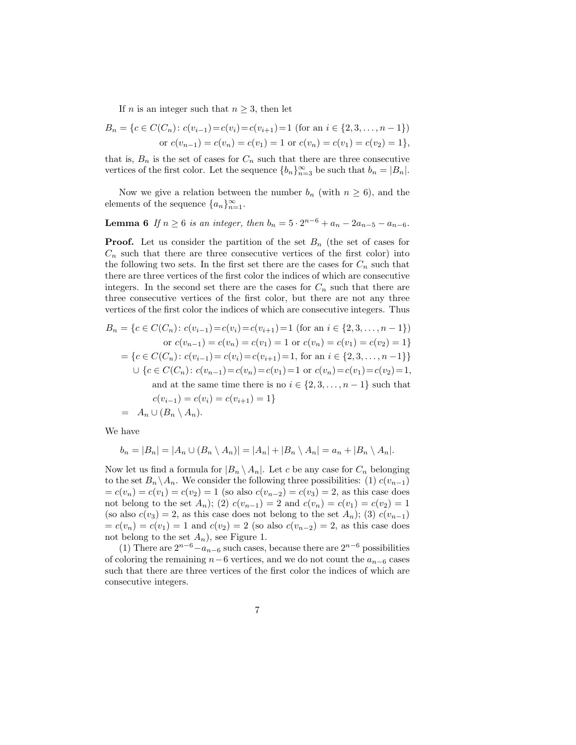If $n$ is an integer such that $n \geq 3$, then let

$$
\begin{aligned}
B_n = \{c \in C(C_n)\colon\, & c(v_{i-1}) = c(v_i) = c(v_{i+1}) = 1 \text{ (for an } i \in \{2, 3, \ldots, n-1\}) \\
& \text{or } c(v_{n-1}) = c(v_n) = c(v_1) = 1 \text{ or } c(v_n) = c(v_1) = c(v_2) = 1\},
\end{aligned}
$$

that is, $B_n$ is the set of cases for $C_n$ such that there are three consecutive vertices of the first color. Let the sequence $\{b_n\}_{n=3}^{\infty}$ be such that $b_n = |B_n|$.

Now we give a relation between the number $b_n$ (with $n \geq 6$), and the elements of the sequence $\{a_n\}_{n=1}^{\infty}$.

**Lemma 6** *If $n \geq 6$ is an integer, then $b_n = 5 \cdot 2^{n-6} + a_n - 2a_{n-5} - a_{n-6}$.*

**Proof.** Let us consider the partition of the set $B_n$ (the set of cases for $C_n$ such that there are three consecutive vertices of the first color) into the following two sets. In the first set there are the cases for $C_n$ such that there are three vertices of the first color the indices of which are consecutive integers. In the second set there are the cases for $C_n$ such that there are three consecutive vertices of the first color, but there are not any three vertices of the first color the indices of which are consecutive integers. Thus

$$
\begin{aligned}
B_n &= \{c \in C(C_n)\colon c(v_{i-1}) = c(v_i) = c(v_{i+1}) = 1 \text{ (for an } i \in \{2, 3, \ldots, n-1\}) \\
&\qquad \text{or } c(v_{n-1}) = c(v_n) = c(v_1) = 1 \text{ or } c(v_n) = c(v_1) = c(v_2) = 1\} \\
&= \{c \in C(C_n)\colon c(v_{i-1}) = c(v_i) = c(v_{i+1}) = 1, \text{ for an } i \in \{2, 3, \ldots, n-1\}\} \\
&\quad \cup \{c \in C(C_n)\colon c(v_{n-1}) = c(v_n) = c(v_1) = 1 \text{ or } c(v_n) = c(v_1) = c(v_2) = 1, \\
&\qquad \text{and at the same time there is no } i \in \{2, 3, \ldots, n-1\} \text{ such that} \\
&\qquad c(v_{i-1}) = c(v_i) = c(v_{i+1}) = 1\} \\
&= A_n \cup (B_n \setminus A_n).
\end{aligned}
$$

We have

$$
b_n = |B_n| = |A_n \cup (B_n \setminus A_n)| = |A_n| + |B_n \setminus A_n| = a_n + |B_n \setminus A_n|.
$$

Now let us find a formula for $|B_n \setminus A_n|$. Let $c$ be any case for $C_n$ belonging to the set $B_n \setminus A_n$. We consider the following three possibilities: (1) $c(v_{n-1}) = c(v_n) = c(v_1) = c(v_2) = 1$ (so also $c(v_{n-2}) = c(v_3) = 2$, as this case does not belong to the set $A_n$); (2) $c(v_{n-1}) = 2$ and $c(v_n) = c(v_1) = c(v_2) = 1$ (so also $c(v_3) = 2$, as this case does not belong to the set $A_n$); (3) $c(v_{n-1}) = c(v_n) = c(v_1) = 1$ and $c(v_2) = 2$ (so also $c(v_{n-2}) = 2$, as this case does not belong to the set $A_n$), see Figure 1.

(1) There are $2^{n-6} - a_{n-6}$ such cases, because there are $2^{n-6}$ possibilities of coloring the remaining $n-6$ vertices, and we do not count the $a_{n-6}$ cases such that there are three vertices of the first color the indices of which are consecutive integers.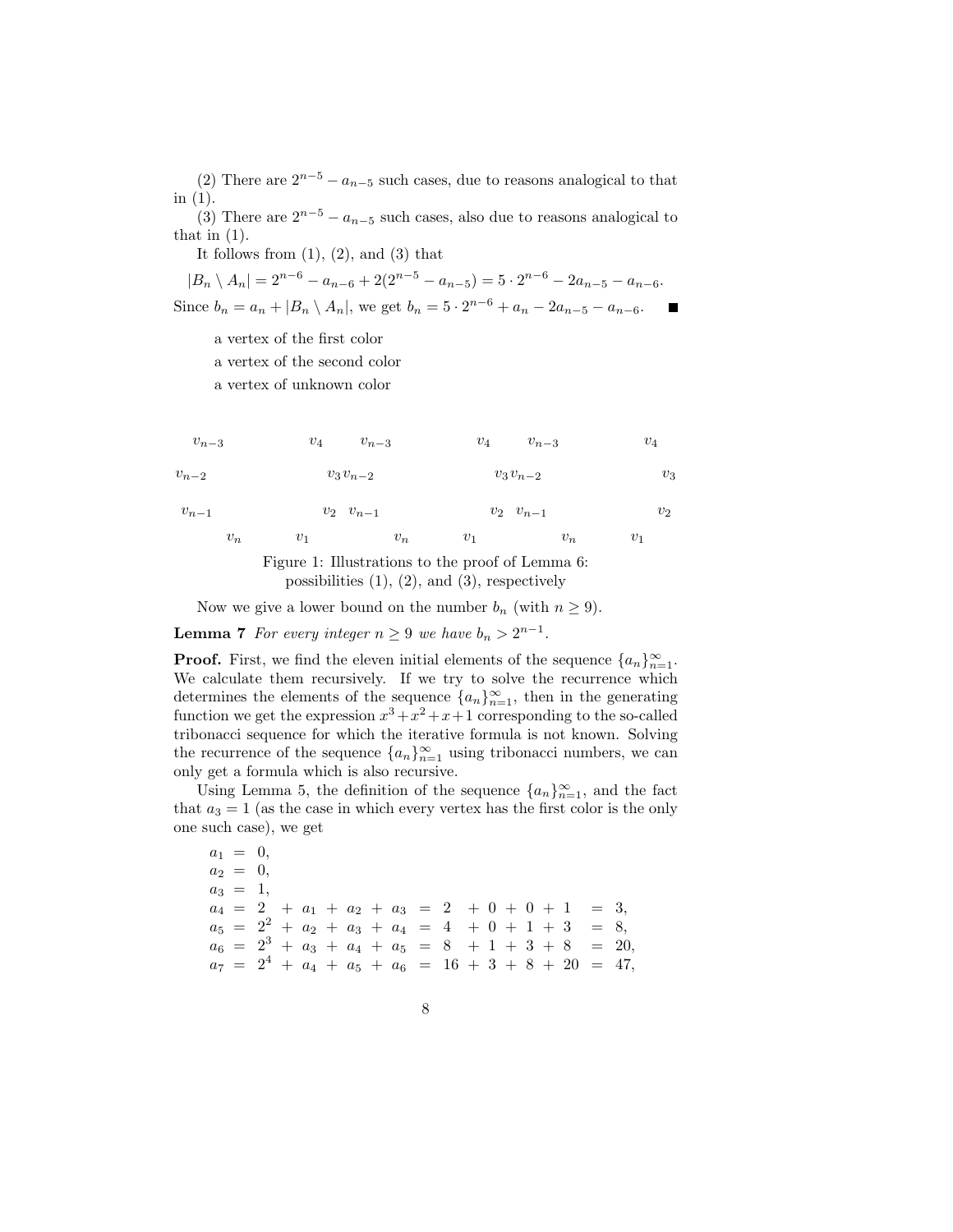(2) There are $2^{n-5} - a_{n-5}$ such cases, due to reasons analogical to that in (1).

(3) There are $2^{n-5} - a_{n-5}$ such cases, also due to reasons analogical to that in (1).

It follows from (1), (2), and (3) that

$$|B_n \setminus A_n| = 2^{n-6} - a_{n-6} + 2(2^{n-5} - a_{n-5}) = 5 \cdot 2^{n-6} - 2a_{n-5} - a_{n-6}.$$

Since $b_n = a_n + |B_n \setminus A_n|$, we get $b_n = 5 \cdot 2^{n-6} + a_n - 2a_{n-5} - a_{n-6}$. ∎

a vertex of the first color

a vertex of the second color

a vertex of unknown color

$v_{n-3}$ $v_4$ $v_{n-3}$ $v_4$ $v_{n-3}$ $v_4$

$v_{n-2}$ $v_3$ $v_{n-2}$ $v_3$ $v_{n-2}$ $v_3$

$v_{n-1}$ $v_2$ $v_{n-1}$ $v_2$ $v_{n-1}$ $v_2$

$v_n$ $v_1$ $v_n$ $v_1$ $v_n$ $v_1$

Figure 1: Illustrations to the proof of Lemma 6: possibilities (1), (2), and (3), respectively

Now we give a lower bound on the number $b_n$ (with $n \geq 9$).

**Lemma 7** *For every integer $n \geq 9$ we have $b_n > 2^{n-1}$.*

**Proof.** First, we find the eleven initial elements of the sequence $\{a_n\}_{n=1}^{\infty}$. We calculate them recursively. If we try to solve the recurrence which determines the elements of the sequence $\{a_n\}_{n=1}^{\infty}$, then in the generating function we get the expression $x^3+x^2+x+1$ corresponding to the so-called tribonacci sequence for which the iterative formula is not known. Solving the recurrence of the sequence $\{a_n\}_{n=1}^{\infty}$ using tribonacci numbers, we can only get a formula which is also recursive.

Using Lemma 5, the definition of the sequence $\{a_n\}_{n=1}^{\infty}$, and the fact that $a_3 = 1$ (as the case in which every vertex has the first color is the only one such case), we get

$$
\begin{aligned}
a_1 &= 0,\\
a_2 &= 0,\\
a_3 &= 1,\\
a_4 &= 2 + a_1 + a_2 + a_3 = 2 + 0 + 0 + 1 = 3,\\
a_5 &= 2^2 + a_2 + a_3 + a_4 = 4 + 0 + 1 + 3 = 8,\\
a_6 &= 2^3 + a_3 + a_4 + a_5 = 8 + 1 + 3 + 8 = 20,\\
a_7 &= 2^4 + a_4 + a_5 + a_6 = 16 + 3 + 8 + 20 = 47,
\end{aligned}
$$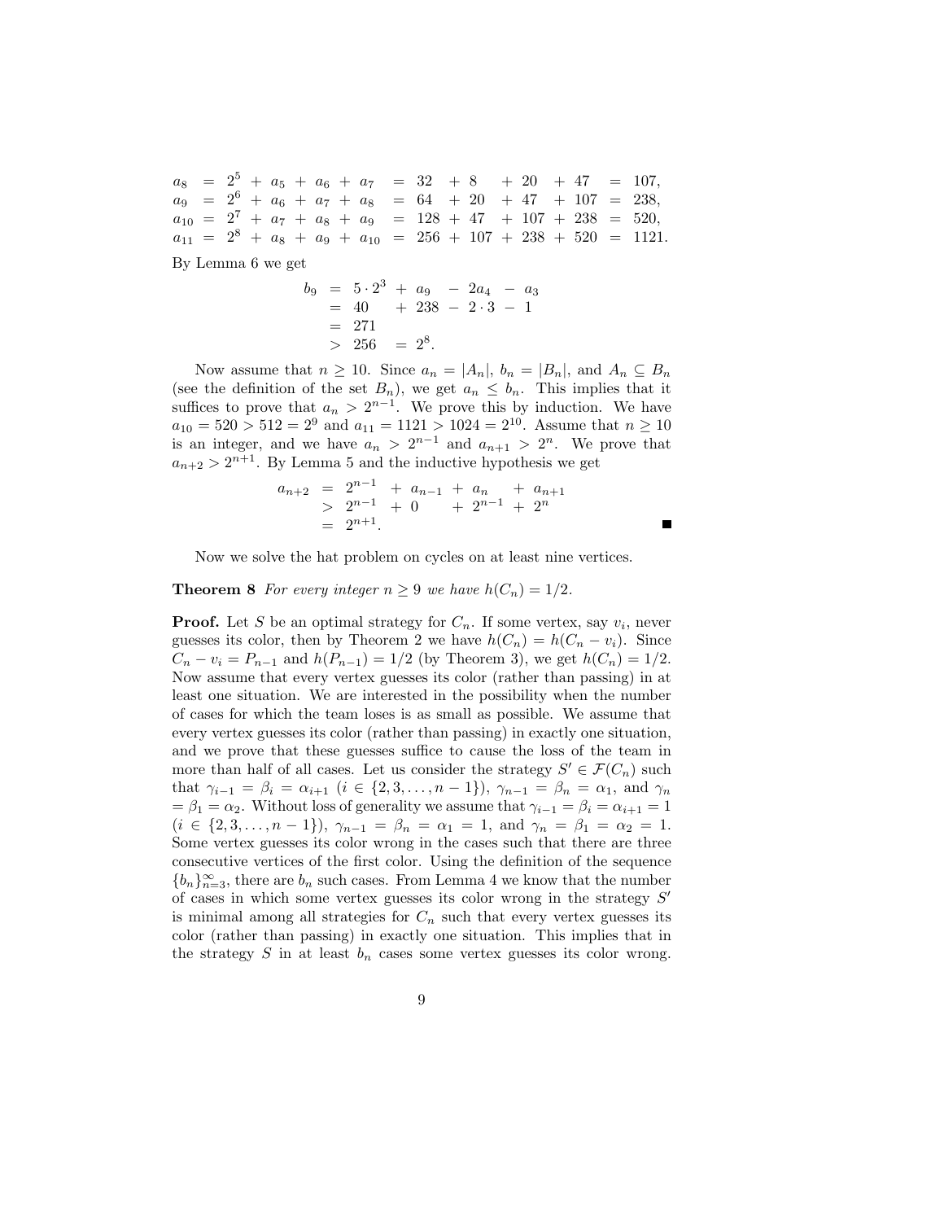$$
\begin{array}{lllllllllllll}
a_8 & = & 2^5 & + & a_5 & + & a_6 & + & a_7 & = & 32 & + 8 & + 20 & + 47 & = & 107, \\
a_9 & = & 2^6 & + & a_6 & + & a_7 & + & a_8 & = & 64 & + 20 & + 47 & + 107 & = & 238, \\
a_{10} & = & 2^7 & + & a_7 & + & a_8 & + & a_9 & = & 128 & + 47 & + 107 & + 238 & = & 520, \\
a_{11} & = & 2^8 & + & a_8 & + & a_9 & + & a_{10} & = & 256 & + 107 & + 238 & + 520 & = & 1121.
\end{array}
$$

By Lemma 6 we get

$$
\begin{aligned}
b_9 &= 5 \cdot 2^3 + a_9 - 2a_4 - a_3 \\
&= 40 + 238 - 2 \cdot 3 - 1 \\
&= 271 \\
&> 256 = 2^8.
\end{aligned}
$$

Now assume that $n \geq 10$. Since $a_n = |A_n|$, $b_n = |B_n|$, and $A_n \subseteq B_n$ (see the definition of the set $B_n$), we get $a_n \leq b_n$. This implies that it suffices to prove that $a_n > 2^{n-1}$. We prove this by induction. We have $a_{10} = 520 > 512 = 2^9$ and $a_{11} = 1121 > 1024 = 2^{10}$. Assume that $n \geq 10$ is an integer, and we have $a_n > 2^{n-1}$ and $a_{n+1} > 2^n$. We prove that $a_{n+2} > 2^{n+1}$. By Lemma 5 and the inductive hypothesis we get

$$
\begin{aligned}
a_{n+2} &= 2^{n-1} + a_{n-1} + a_n + a_{n+1} \\
&> 2^{n-1} + 0 + 2^{n-1} + 2^n \\
&= 2^{n+1}.
\end{aligned}
$$

∎

Now we solve the hat problem on cycles on at least nine vertices.

**Theorem 8** *For every integer $n \geq 9$ we have $h(C_n) = 1/2$.*

**Proof.** Let $S$ be an optimal strategy for $C_n$. If some vertex, say $v_i$, never guesses its color, then by Theorem 2 we have $h(C_n) = h(C_n - v_i)$. Since $C_n - v_i = P_{n-1}$ and $h(P_{n-1}) = 1/2$ (by Theorem 3), we get $h(C_n) = 1/2$. Now assume that every vertex guesses its color (rather than passing) in at least one situation. We are interested in the possibility when the number of cases for which the team loses is as small as possible. We assume that every vertex guesses its color (rather than passing) in exactly one situation, and we prove that these guesses suffice to cause the loss of the team in more than half of all cases. Let us consider the strategy $S' \in \mathcal{F}(C_n)$ such that $\gamma_{i-1} = \beta_i = \alpha_{i+1}$ ($i \in \{2, 3, \ldots, n-1\}$), $\gamma_{n-1} = \beta_n = \alpha_1$, and $\gamma_n = \beta_1 = \alpha_2$. Without loss of generality we assume that $\gamma_{i-1} = \beta_i = \alpha_{i+1} = 1$ ($i \in \{2, 3, \ldots, n-1\}$), $\gamma_{n-1} = \beta_n = \alpha_1 = 1$, and $\gamma_n = \beta_1 = \alpha_2 = 1$. Some vertex guesses its color wrong in the cases such that there are three consecutive vertices of the first color. Using the definition of the sequence $\{b_n\}_{n=3}^{\infty}$, there are $b_n$ such cases. From Lemma 4 we know that the number of cases in which some vertex guesses its color wrong in the strategy $S'$ is minimal among all strategies for $C_n$ such that every vertex guesses its color (rather than passing) in exactly one situation. This implies that in the strategy $S$ in at least $b_n$ cases some vertex guesses its color wrong.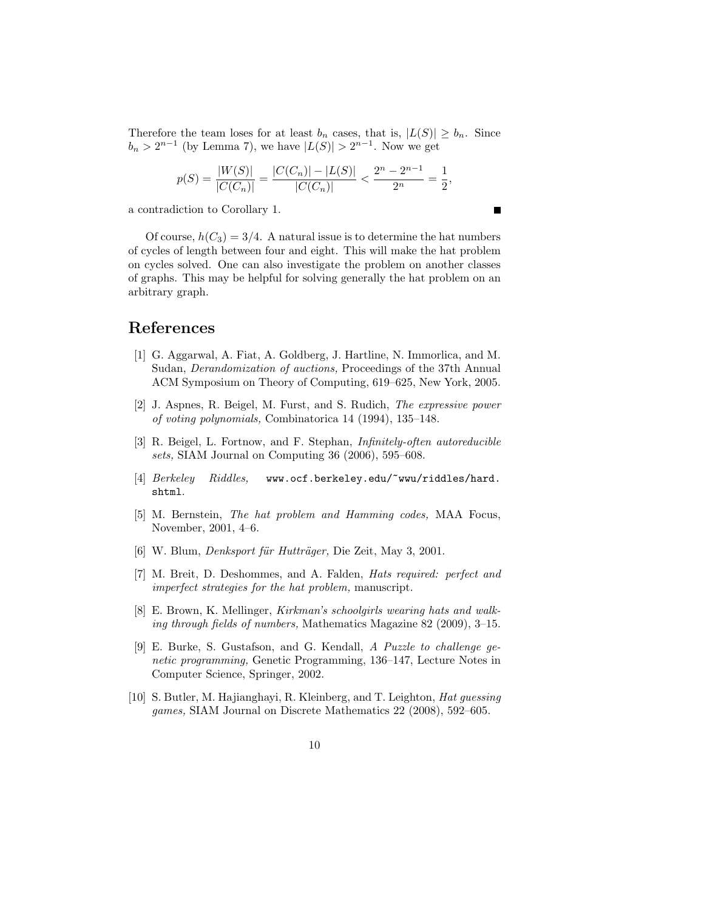Therefore the team loses for at least $b_n$ cases, that is, $|L(S)| \geq b_n$. Since $b_n > 2^{n-1}$ (by Lemma 7), we have $|L(S)| > 2^{n-1}$. Now we get

$$p(S) = \frac{|W(S)|}{|C(C_n)|} = \frac{|C(C_n)| - |L(S)|}{|C(C_n)|} < \frac{2^n - 2^{n-1}}{2^n} = \frac{1}{2},$$

a contradiction to Corollary 1. ■

Of course, $h(C_3) = 3/4$. A natural issue is to determine the hat numbers of cycles of length between four and eight. This will make the hat problem on cycles solved. One can also investigate the problem on another classes of graphs. This may be helpful for solving generally the hat problem on an arbitrary graph.

## References

[1] G. Aggarwal, A. Fiat, A. Goldberg, J. Hartline, N. Immorlica, and M. Sudan, *Derandomization of auctions,* Proceedings of the 37th Annual ACM Symposium on Theory of Computing, 619–625, New York, 2005.

[2] J. Aspnes, R. Beigel, M. Furst, and S. Rudich, *The expressive power of voting polynomials,* Combinatorica 14 (1994), 135–148.

[3] R. Beigel, L. Fortnow, and F. Stephan, *Infinitely-often autoreducible sets,* SIAM Journal on Computing 36 (2006), 595–608.

[4] *Berkeley Riddles,* `www.ocf.berkeley.edu/~wwu/riddles/hard.shtml`.

[5] M. Bernstein, *The hat problem and Hamming codes,* MAA Focus, November, 2001, 4–6.

[6] W. Blum, *Denksport für Hutträger,* Die Zeit, May 3, 2001.

[7] M. Breit, D. Deshommes, and A. Falden, *Hats required: perfect and imperfect strategies for the hat problem,* manuscript.

[8] E. Brown, K. Mellinger, *Kirkman's schoolgirls wearing hats and walking through fields of numbers,* Mathematics Magazine 82 (2009), 3–15.

[9] E. Burke, S. Gustafson, and G. Kendall, *A Puzzle to challenge genetic programming,* Genetic Programming, 136–147, Lecture Notes in Computer Science, Springer, 2002.

[10] S. Butler, M. Hajianghayi, R. Kleinberg, and T. Leighton, *Hat guessing games,* SIAM Journal on Discrete Mathematics 22 (2008), 592–605.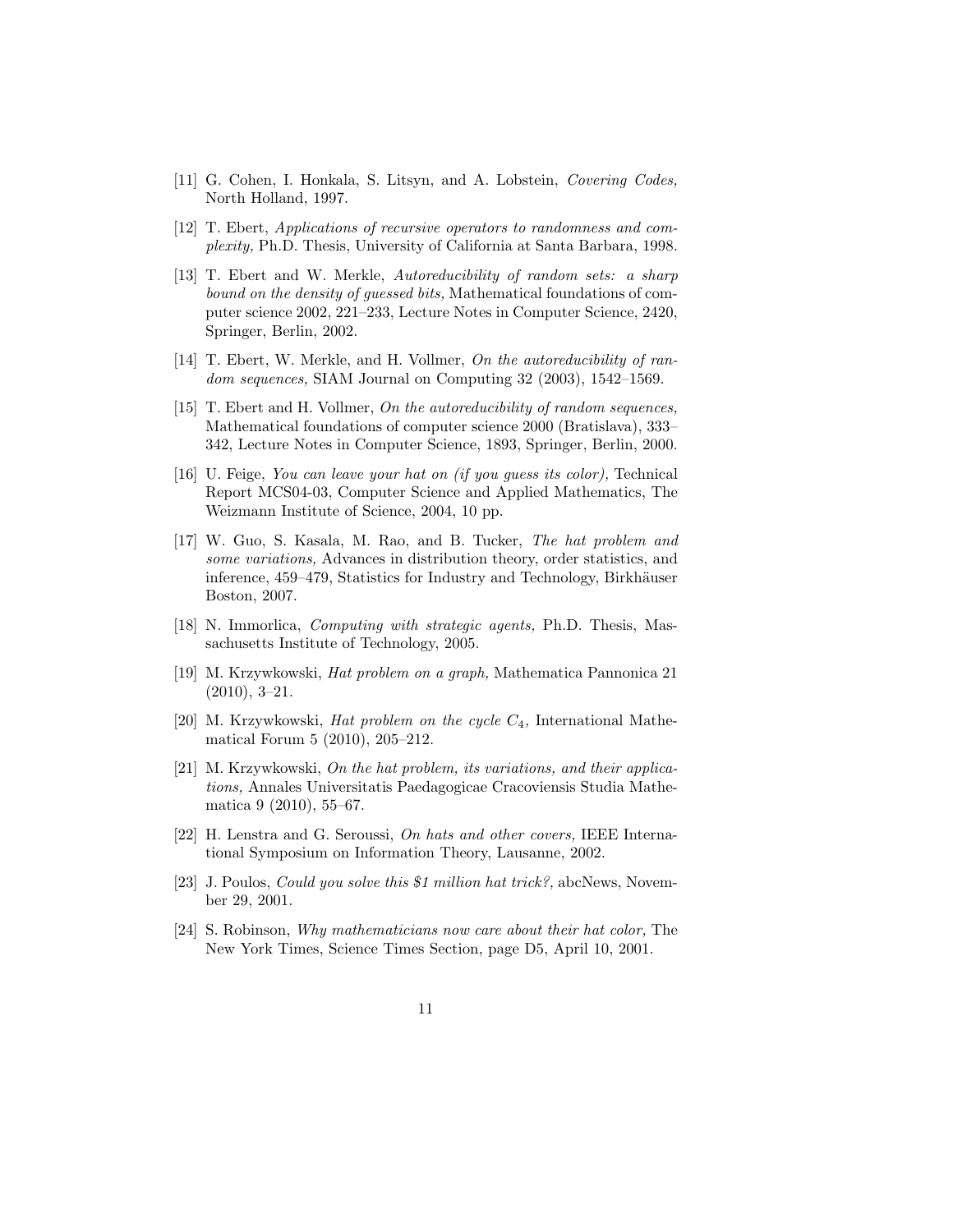[11] G. Cohen, I. Honkala, S. Litsyn, and A. Lobstein, *Covering Codes,* North Holland, 1997.

[12] T. Ebert, *Applications of recursive operators to randomness and complexity,* Ph.D. Thesis, University of California at Santa Barbara, 1998.

[13] T. Ebert and W. Merkle, *Autoreducibility of random sets: a sharp bound on the density of guessed bits,* Mathematical foundations of computer science 2002, 221–233, Lecture Notes in Computer Science, 2420, Springer, Berlin, 2002.

[14] T. Ebert, W. Merkle, and H. Vollmer, *On the autoreducibility of random sequences,* SIAM Journal on Computing 32 (2003), 1542–1569.

[15] T. Ebert and H. Vollmer, *On the autoreducibility of random sequences,* Mathematical foundations of computer science 2000 (Bratislava), 333–342, Lecture Notes in Computer Science, 1893, Springer, Berlin, 2000.

[16] U. Feige, *You can leave your hat on (if you guess its color),* Technical Report MCS04-03, Computer Science and Applied Mathematics, The Weizmann Institute of Science, 2004, 10 pp.

[17] W. Guo, S. Kasala, M. Rao, and B. Tucker, *The hat problem and some variations,* Advances in distribution theory, order statistics, and inference, 459–479, Statistics for Industry and Technology, Birkhäuser Boston, 2007.

[18] N. Immorlica, *Computing with strategic agents,* Ph.D. Thesis, Massachusetts Institute of Technology, 2005.

[19] M. Krzywkowski, *Hat problem on a graph,* Mathematica Pannonica 21 (2010), 3–21.

[20] M. Krzywkowski, *Hat problem on the cycle $C_4$,* International Mathematical Forum 5 (2010), 205–212.

[21] M. Krzywkowski, *On the hat problem, its variations, and their applications,* Annales Universitatis Paedagogicae Cracoviensis Studia Mathematica 9 (2010), 55–67.

[22] H. Lenstra and G. Seroussi, *On hats and other covers,* IEEE International Symposium on Information Theory, Lausanne, 2002.

[23] J. Poulos, *Could you solve this $1 million hat trick?,* abcNews, November 29, 2001.

[24] S. Robinson, *Why mathematicians now care about their hat color,* The New York Times, Science Times Section, page D5, April 10, 2001.